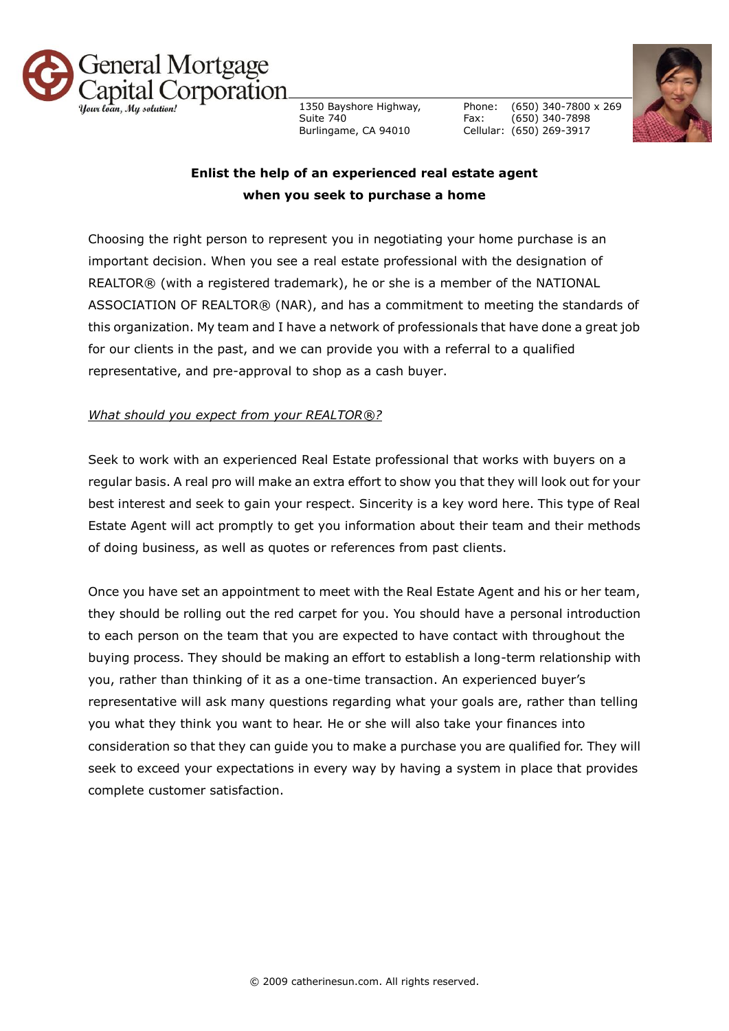General Mortgage Capital Corporation
*Your loan, My solution!*

1350 Bayshore Highway,
Suite 740
Burlingame, CA 94010

Phone: (650) 340-7800 x 269
Fax: (650) 340-7898
Cellular: (650) 269-3917

**Enlist the help of an experienced real estate agent when you seek to purchase a home**

Choosing the right person to represent you in negotiating your home purchase is an important decision. When you see a real estate professional with the designation of REALTOR® (with a registered trademark), he or she is a member of the NATIONAL ASSOCIATION OF REALTOR® (NAR), and has a commitment to meeting the standards of this organization. My team and I have a network of professionals that have done a great job for our clients in the past, and we can provide you with a referral to a qualified representative, and pre-approval to shop as a cash buyer.

*What should you expect from your REALTOR®?*

Seek to work with an experienced Real Estate professional that works with buyers on a regular basis. A real pro will make an extra effort to show you that they will look out for your best interest and seek to gain your respect. Sincerity is a key word here. This type of Real Estate Agent will act promptly to get you information about their team and their methods of doing business, as well as quotes or references from past clients.

Once you have set an appointment to meet with the Real Estate Agent and his or her team, they should be rolling out the red carpet for you. You should have a personal introduction to each person on the team that you are expected to have contact with throughout the buying process. They should be making an effort to establish a long-term relationship with you, rather than thinking of it as a one-time transaction. An experienced buyer's representative will ask many questions regarding what your goals are, rather than telling you what they think you want to hear. He or she will also take your finances into consideration so that they can guide you to make a purchase you are qualified for. They will seek to exceed your expectations in every way by having a system in place that provides complete customer satisfaction.

© 2009 catherinesun.com. All rights reserved.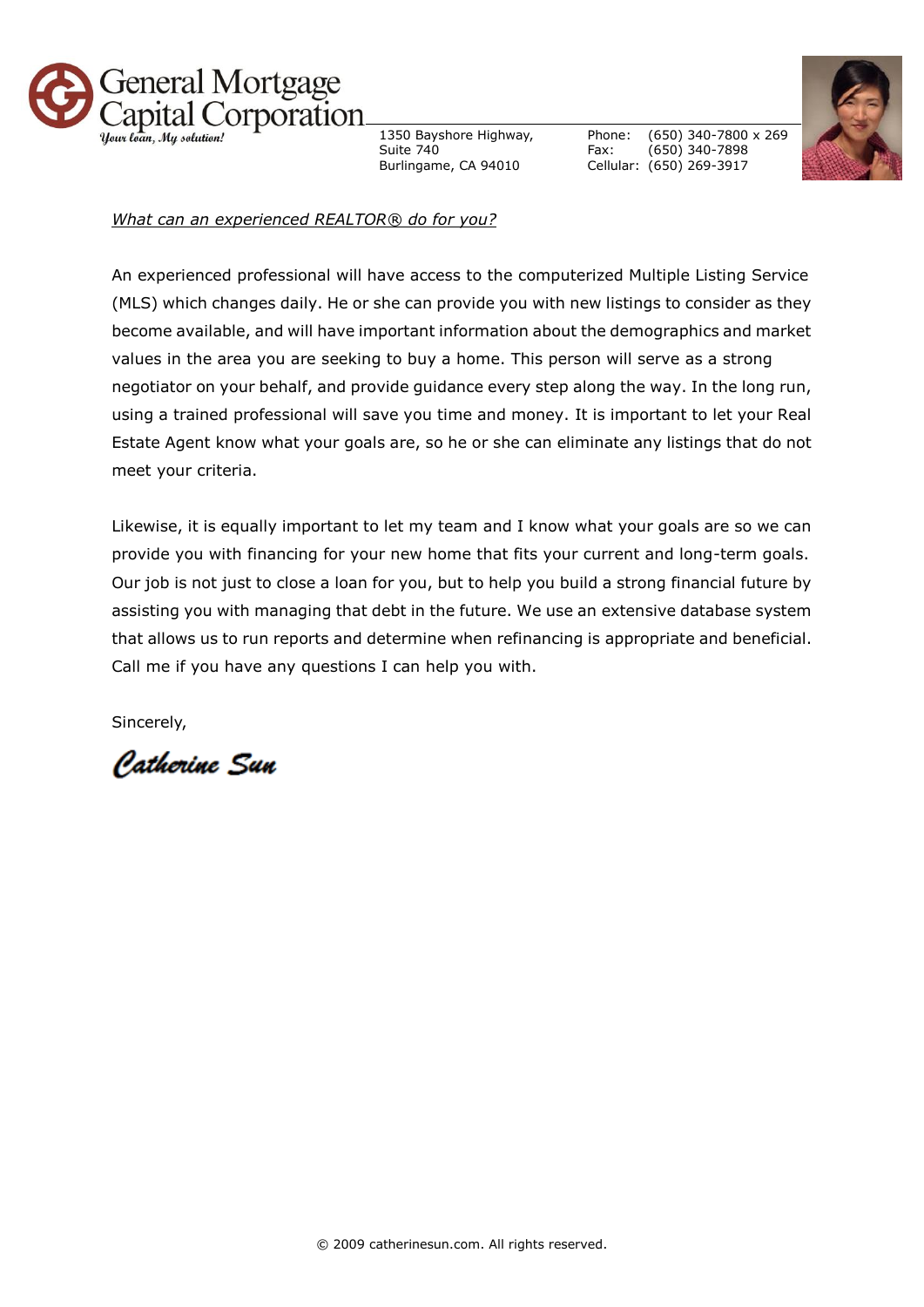General Mortgage Capital Corporation
*Your loan, My solution!*

1350 Bayshore Highway, Suite 740
Burlingame, CA 94010

Phone: (650) 340-7800 x 269
Fax: (650) 340-7898
Cellular: (650) 269-3917

*What can an experienced REALTOR® do for you?*

An experienced professional will have access to the computerized Multiple Listing Service (MLS) which changes daily. He or she can provide you with new listings to consider as they become available, and will have important information about the demographics and market values in the area you are seeking to buy a home. This person will serve as a strong negotiator on your behalf, and provide guidance every step along the way. In the long run, using a trained professional will save you time and money. It is important to let your Real Estate Agent know what your goals are, so he or she can eliminate any listings that do not meet your criteria.

Likewise, it is equally important to let my team and I know what your goals are so we can provide you with financing for your new home that fits your current and long-term goals. Our job is not just to close a loan for you, but to help you build a strong financial future by assisting you with managing that debt in the future. We use an extensive database system that allows us to run reports and determine when refinancing is appropriate and beneficial. Call me if you have any questions I can help you with.

Sincerely,

*Catherine Sun*

© 2009 catherinesun.com. All rights reserved.